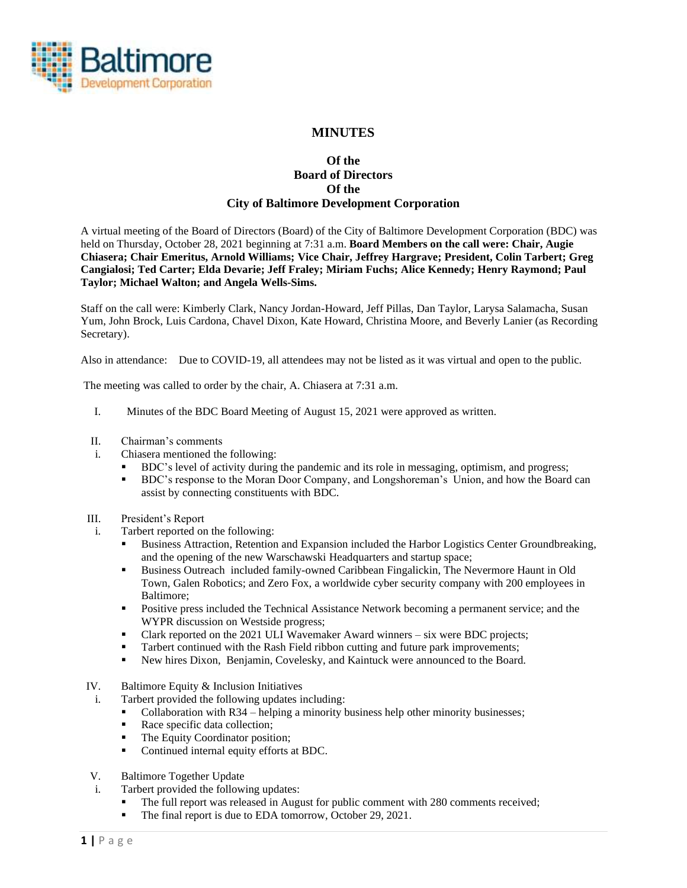# MINUTES

## Of the Board of Directors Of the City of Baltimore Development Corporation

A virtual meeting of the Board of Directors (Board) of the City of Baltimore Development Corporation (BDC) was held on Thursday, October 28, 2021 beginning at 7:31 a.m. **Board Members on the call were: Chair, Augie Chiasera; Chair Emeritus, Arnold Williams; Vice Chair, Jeffrey Hargrave; President, Colin Tarbert; Greg Cangialosi; Ted Carter; Elda Devarie; Jeff Fraley; Miriam Fuchs; Alice Kennedy; Henry Raymond; Paul Taylor; Michael Walton; and Angela Wells-Sims.**

Staff on the call were: Kimberly Clark, Nancy Jordan-Howard, Jeff Pillas, Dan Taylor, Larysa Salamacha, Susan Yum, John Brock, Luis Cardona, Chavel Dixon, Kate Howard, Christina Moore, and Beverly Lanier (as Recording Secretary).

Also in attendance: Due to COVID-19, all attendees may not be listed as it was virtual and open to the public.

The meeting was called to order by the chair, A. Chiasera at 7:31 a.m.

I. Minutes of the BDC Board Meeting of August 15, 2021 were approved as written.

II. Chairman's comments
   i. Chiasera mentioned the following:
      - BDC's level of activity during the pandemic and its role in messaging, optimism, and progress;
      - BDC's response to the Moran Door Company, and Longshoreman's Union, and how the Board can assist by connecting constituents with BDC.

III. President's Report
   i. Tarbert reported on the following:
      - Business Attraction, Retention and Expansion included the Harbor Logistics Center Groundbreaking, and the opening of the new Warschawski Headquarters and startup space;
      - Business Outreach included family-owned Caribbean Fingalickin, The Nevermore Haunt in Old Town, Galen Robotics; and Zero Fox, a worldwide cyber security company with 200 employees in Baltimore;
      - Positive press included the Technical Assistance Network becoming a permanent service; and the WYPR discussion on Westside progress;
      - Clark reported on the 2021 ULI Wavemaker Award winners – six were BDC projects;
      - Tarbert continued with the Rash Field ribbon cutting and future park improvements;
      - New hires Dixon, Benjamin, Covelesky, and Kaintuck were announced to the Board.

IV. Baltimore Equity & Inclusion Initiatives
   i. Tarbert provided the following updates including:
      - Collaboration with R34 – helping a minority business help other minority businesses;
      - Race specific data collection;
      - The Equity Coordinator position;
      - Continued internal equity efforts at BDC.

V. Baltimore Together Update
   i. Tarbert provided the following updates:
      - The full report was released in August for public comment with 280 comments received;
      - The final report is due to EDA tomorrow, October 29, 2021.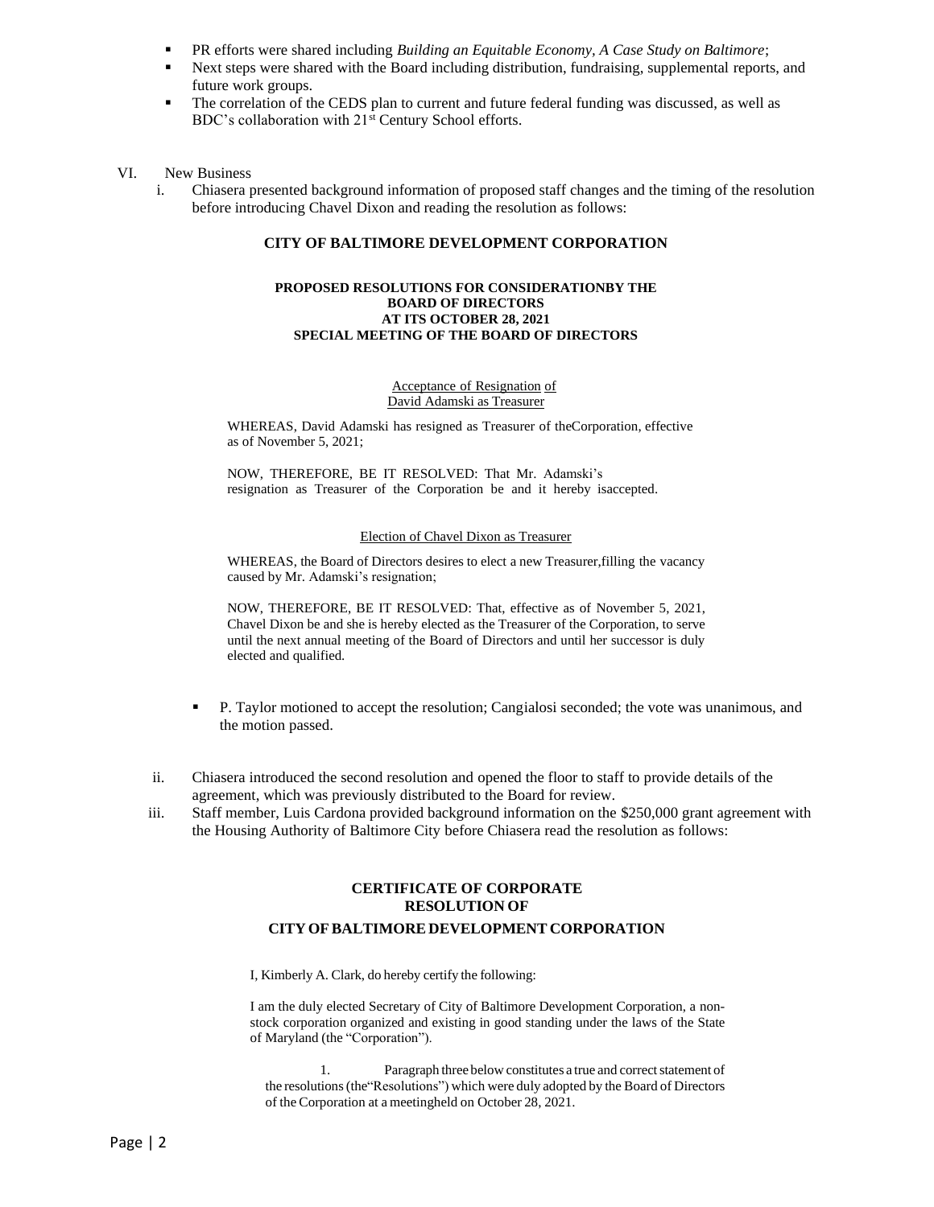- PR efforts were shared including *Building an Equitable Economy, A Case Study on Baltimore*;
- Next steps were shared with the Board including distribution, fundraising, supplemental reports, and future work groups.
- The correlation of the CEDS plan to current and future federal funding was discussed, as well as BDC's collaboration with 21st Century School efforts.

VI. New Business

i. Chiasera presented background information of proposed staff changes and the timing of the resolution before introducing Chavel Dixon and reading the resolution as follows:

**CITY OF BALTIMORE DEVELOPMENT CORPORATION**

**PROPOSED RESOLUTIONS FOR CONSIDERATIONBY THE BOARD OF DIRECTORS AT ITS OCTOBER 28, 2021 SPECIAL MEETING OF THE BOARD OF DIRECTORS**

Acceptance of Resignation of David Adamski as Treasurer

WHEREAS, David Adamski has resigned as Treasurer of theCorporation, effective as of November 5, 2021;

NOW, THEREFORE, BE IT RESOLVED: That Mr. Adamski's resignation as Treasurer of the Corporation be and it hereby isaccepted.

Election of Chavel Dixon as Treasurer

WHEREAS, the Board of Directors desires to elect a new Treasurer,filling the vacancy caused by Mr. Adamski's resignation;

NOW, THEREFORE, BE IT RESOLVED: That, effective as of November 5, 2021, Chavel Dixon be and she is hereby elected as the Treasurer of the Corporation, to serve until the next annual meeting of the Board of Directors and until her successor is duly elected and qualified.

- P. Taylor motioned to accept the resolution; Cangialosi seconded; the vote was unanimous, and the motion passed.

ii. Chiasera introduced the second resolution and opened the floor to staff to provide details of the agreement, which was previously distributed to the Board for review.

iii. Staff member, Luis Cardona provided background information on the $250,000 grant agreement with the Housing Authority of Baltimore City before Chiasera read the resolution as follows:

**CERTIFICATE OF CORPORATE RESOLUTION OF**

**CITY OF BALTIMORE DEVELOPMENT CORPORATION**

I, Kimberly A. Clark, do hereby certify the following:

I am the duly elected Secretary of City of Baltimore Development Corporation, a non-stock corporation organized and existing in good standing under the laws of the State of Maryland (the "Corporation").

1. Paragraph three below constitutes a true and correct statement of the resolutions (the"Resolutions") which were duly adopted by the Board of Directors of the Corporation at a meetingheld on October 28, 2021.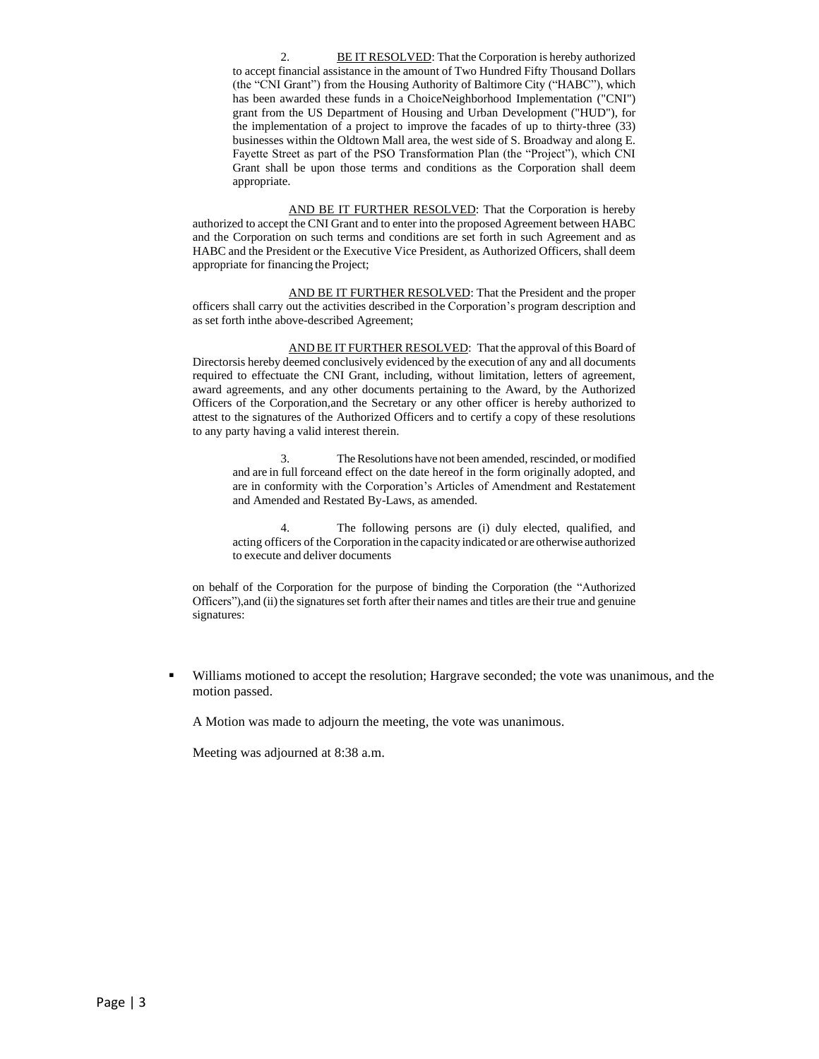2. <u>BE IT RESOLVED</u>: That the Corporation is hereby authorized to accept financial assistance in the amount of Two Hundred Fifty Thousand Dollars (the "CNI Grant") from the Housing Authority of Baltimore City ("HABC"), which has been awarded these funds in a ChoiceNeighborhood Implementation ("CNI") grant from the US Department of Housing and Urban Development ("HUD"), for the implementation of a project to improve the facades of up to thirty-three (33) businesses within the Oldtown Mall area, the west side of S. Broadway and along E. Fayette Street as part of the PSO Transformation Plan (the "Project"), which CNI Grant shall be upon those terms and conditions as the Corporation shall deem appropriate.

<u>AND BE IT FURTHER RESOLVED</u>: That the Corporation is hereby authorized to accept the CNI Grant and to enter into the proposed Agreement between HABC and the Corporation on such terms and conditions are set forth in such Agreement and as HABC and the President or the Executive Vice President, as Authorized Officers, shall deem appropriate for financing the Project;

<u>AND BE IT FURTHER RESOLVED</u>: That the President and the proper officers shall carry out the activities described in the Corporation's program description and as set forth inthe above-described Agreement;

<u>AND BE IT FURTHER RESOLVED</u>: That the approval of this Board of Directorsis hereby deemed conclusively evidenced by the execution of any and all documents required to effectuate the CNI Grant, including, without limitation, letters of agreement, award agreements, and any other documents pertaining to the Award, by the Authorized Officers of the Corporation,and the Secretary or any other officer is hereby authorized to attest to the signatures of the Authorized Officers and to certify a copy of these resolutions to any party having a valid interest therein.

3. The Resolutions have not been amended, rescinded, or modified and are in full forceand effect on the date hereof in the form originally adopted, and are in conformity with the Corporation's Articles of Amendment and Restatement and Amended and Restated By-Laws, as amended.

4. The following persons are (i) duly elected, qualified, and acting officers of the Corporation in the capacity indicated or are otherwise authorized to execute and deliver documents

on behalf of the Corporation for the purpose of binding the Corporation (the "Authorized Officers"),and (ii) the signatures set forth after their names and titles are their true and genuine signatures:

- Williams motioned to accept the resolution; Hargrave seconded; the vote was unanimous, and the motion passed.

A Motion was made to adjourn the meeting, the vote was unanimous.

Meeting was adjourned at 8:38 a.m.